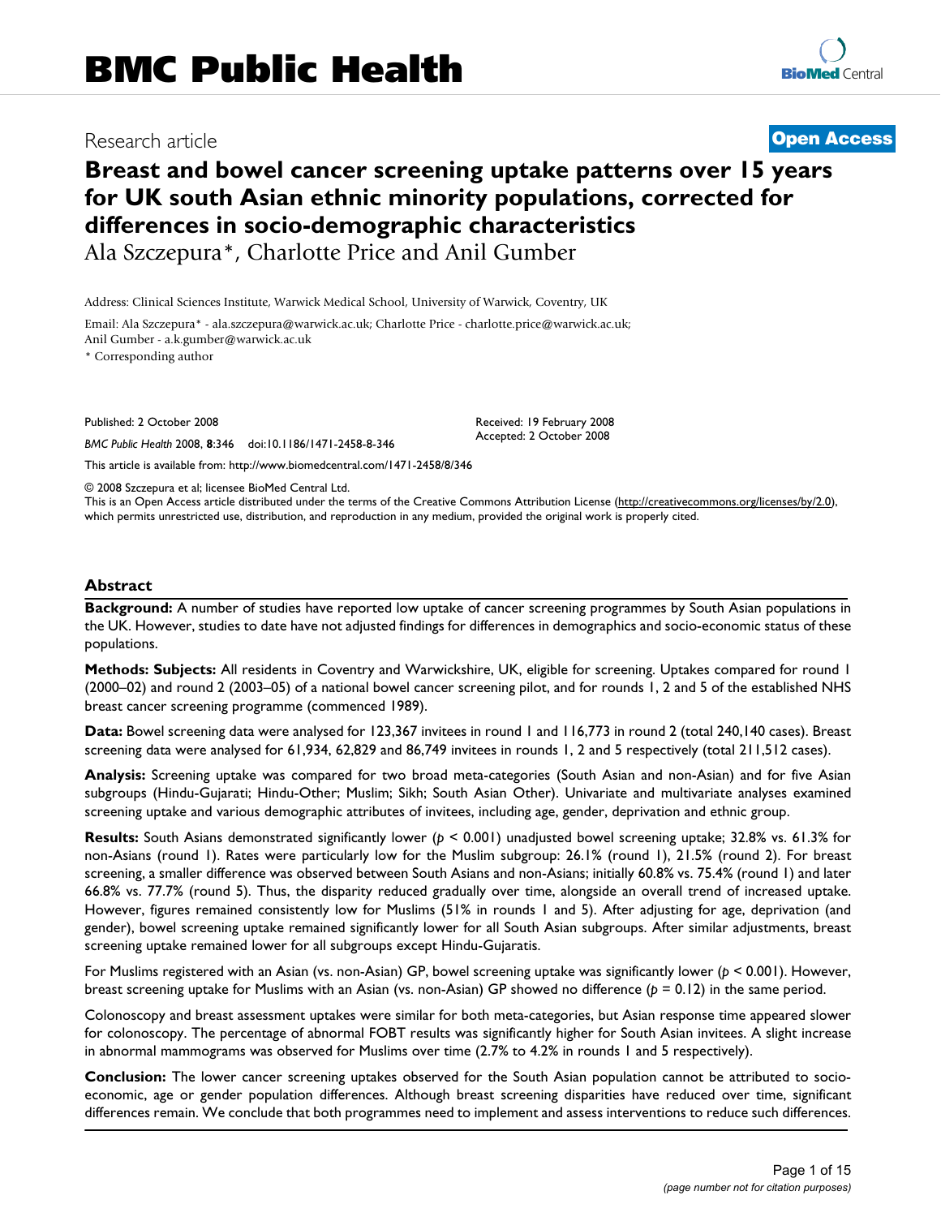# BMC Public Health

Research article

**Open Access**

# Breast and bowel cancer screening uptake patterns over 15 years for UK south Asian ethnic minority populations, corrected for differences in socio-demographic characteristics

Ala Szczepura*, Charlotte Price and Anil Gumber

Address: Clinical Sciences Institute, Warwick Medical School, University of Warwick, Coventry, UK

Email: Ala Szczepura* - ala.szczepura@warwick.ac.uk; Charlotte Price - charlotte.price@warwick.ac.uk; Anil Gumber - a.k.gumber@warwick.ac.uk

* Corresponding author

Published: 2 October 2008

*BMC Public Health* 2008, **8**:346 doi:10.1186/1471-2458-8-346

Received: 19 February 2008
Accepted: 2 October 2008

This article is available from: http://www.biomedcentral.com/1471-2458/8/346

© 2008 Szczepura et al; licensee BioMed Central Ltd.
This is an Open Access article distributed under the terms of the Creative Commons Attribution License (http://creativecommons.org/licenses/by/2.0), which permits unrestricted use, distribution, and reproduction in any medium, provided the original work is properly cited.

## Abstract

**Background:** A number of studies have reported low uptake of cancer screening programmes by South Asian populations in the UK. However, studies to date have not adjusted findings for differences in demographics and socio-economic status of these populations.

**Methods: Subjects:** All residents in Coventry and Warwickshire, UK, eligible for screening. Uptakes compared for round 1 (2000–02) and round 2 (2003–05) of a national bowel cancer screening pilot, and for rounds 1, 2 and 5 of the established NHS breast cancer screening programme (commenced 1989).

**Data:** Bowel screening data were analysed for 123,367 invitees in round 1 and 116,773 in round 2 (total 240,140 cases). Breast screening data were analysed for 61,934, 62,829 and 86,749 invitees in rounds 1, 2 and 5 respectively (total 211,512 cases).

**Analysis:** Screening uptake was compared for two broad meta-categories (South Asian and non-Asian) and for five Asian subgroups (Hindu-Gujarati; Hindu-Other; Muslim; Sikh; South Asian Other). Univariate and multivariate analyses examined screening uptake and various demographic attributes of invitees, including age, gender, deprivation and ethnic group.

**Results:** South Asians demonstrated significantly lower ($p < 0.001$) unadjusted bowel screening uptake; 32.8% vs. 61.3% for non-Asians (round 1). Rates were particularly low for the Muslim subgroup: 26.1% (round 1), 21.5% (round 2). For breast screening, a smaller difference was observed between South Asians and non-Asians; initially 60.8% vs. 75.4% (round 1) and later 66.8% vs. 77.7% (round 5). Thus, the disparity reduced gradually over time, alongside an overall trend of increased uptake. However, figures remained consistently low for Muslims (51% in rounds 1 and 5). After adjusting for age, deprivation (and gender), bowel screening uptake remained significantly lower for all South Asian subgroups. After similar adjustments, breast screening uptake remained lower for all subgroups except Hindu-Gujaratis.

For Muslims registered with an Asian (vs. non-Asian) GP, bowel screening uptake was significantly lower ($p < 0.001$). However, breast screening uptake for Muslims with an Asian (vs. non-Asian) GP showed no difference ($p = 0.12$) in the same period.

Colonoscopy and breast assessment uptakes were similar for both meta-categories, but Asian response time appeared slower for colonoscopy. The percentage of abnormal FOBT results was significantly higher for South Asian invitees. A slight increase in abnormal mammograms was observed for Muslims over time (2.7% to 4.2% in rounds 1 and 5 respectively).

**Conclusion:** The lower cancer screening uptakes observed for the South Asian population cannot be attributed to socio-economic, age or gender population differences. Although breast screening disparities have reduced over time, significant differences remain. We conclude that both programmes need to implement and assess interventions to reduce such differences.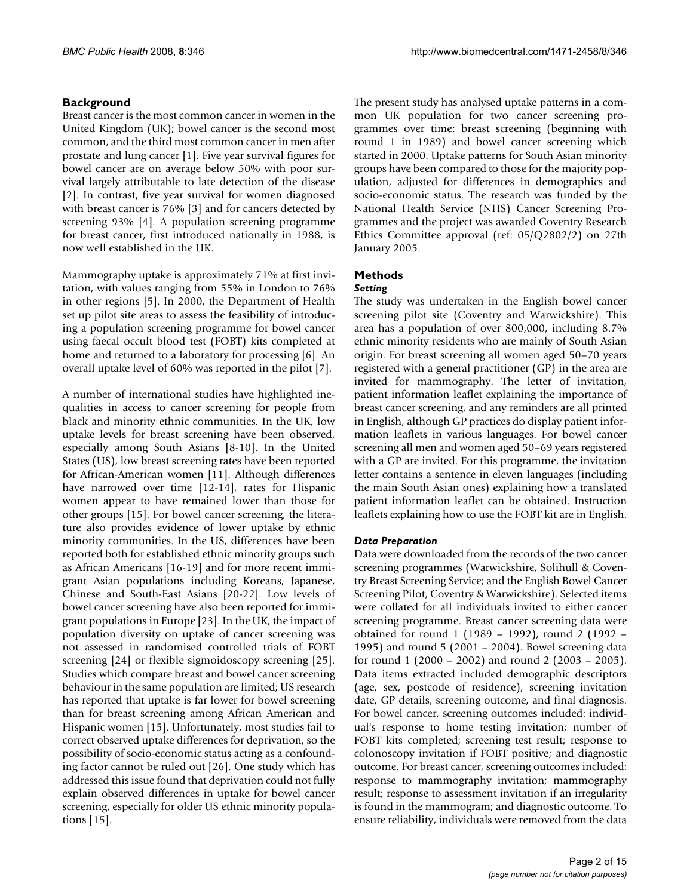## Background

Breast cancer is the most common cancer in women in the United Kingdom (UK); bowel cancer is the second most common, and the third most common cancer in men after prostate and lung cancer [1]. Five year survival figures for bowel cancer are on average below 50% with poor survival largely attributable to late detection of the disease [2]. In contrast, five year survival for women diagnosed with breast cancer is 76% [3] and for cancers detected by screening 93% [4]. A population screening programme for breast cancer, first introduced nationally in 1988, is now well established in the UK.

Mammography uptake is approximately 71% at first invitation, with values ranging from 55% in London to 76% in other regions [5]. In 2000, the Department of Health set up pilot site areas to assess the feasibility of introducing a population screening programme for bowel cancer using faecal occult blood test (FOBT) kits completed at home and returned to a laboratory for processing [6]. An overall uptake level of 60% was reported in the pilot [7].

A number of international studies have highlighted inequalities in access to cancer screening for people from black and minority ethnic communities. In the UK, low uptake levels for breast screening have been observed, especially among South Asians [8-10]. In the United States (US), low breast screening rates have been reported for African-American women [11]. Although differences have narrowed over time [12-14], rates for Hispanic women appear to have remained lower than those for other groups [15]. For bowel cancer screening, the literature also provides evidence of lower uptake by ethnic minority communities. In the US, differences have been reported both for established ethnic minority groups such as African Americans [16-19] and for more recent immigrant Asian populations including Koreans, Japanese, Chinese and South-East Asians [20-22]. Low levels of bowel cancer screening have also been reported for immigrant populations in Europe [23]. In the UK, the impact of population diversity on uptake of cancer screening was not assessed in randomised controlled trials of FOBT screening [24] or flexible sigmoidoscopy screening [25]. Studies which compare breast and bowel cancer screening behaviour in the same population are limited; US research has reported that uptake is far lower for bowel screening than for breast screening among African American and Hispanic women [15]. Unfortunately, most studies fail to correct observed uptake differences for deprivation, so the possibility of socio-economic status acting as a confounding factor cannot be ruled out [26]. One study which has addressed this issue found that deprivation could not fully explain observed differences in uptake for bowel cancer screening, especially for older US ethnic minority populations [15].

The present study has analysed uptake patterns in a common UK population for two cancer screening programmes over time: breast screening (beginning with round 1 in 1989) and bowel cancer screening which started in 2000. Uptake patterns for South Asian minority groups have been compared to those for the majority population, adjusted for differences in demographics and socio-economic status. The research was funded by the National Health Service (NHS) Cancer Screening Programmes and the project was awarded Coventry Research Ethics Committee approval (ref: 05/Q2802/2) on 27th January 2005.

## Methods

### *Setting*

The study was undertaken in the English bowel cancer screening pilot site (Coventry and Warwickshire). This area has a population of over 800,000, including 8.7% ethnic minority residents who are mainly of South Asian origin. For breast screening all women aged 50–70 years registered with a general practitioner (GP) in the area are invited for mammography. The letter of invitation, patient information leaflet explaining the importance of breast cancer screening, and any reminders are all printed in English, although GP practices do display patient information leaflets in various languages. For bowel cancer screening all men and women aged 50–69 years registered with a GP are invited. For this programme, the invitation letter contains a sentence in eleven languages (including the main South Asian ones) explaining how a translated patient information leaflet can be obtained. Instruction leaflets explaining how to use the FOBT kit are in English.

### *Data Preparation*

Data were downloaded from the records of the two cancer screening programmes (Warwickshire, Solihull & Coventry Breast Screening Service; and the English Bowel Cancer Screening Pilot, Coventry & Warwickshire). Selected items were collated for all individuals invited to either cancer screening programme. Breast cancer screening data were obtained for round 1 (1989 – 1992), round 2 (1992 – 1995) and round 5 (2001 – 2004). Bowel screening data for round 1 (2000 – 2002) and round 2 (2003 – 2005). Data items extracted included demographic descriptors (age, sex, postcode of residence), screening invitation date, GP details, screening outcome, and final diagnosis. For bowel cancer, screening outcomes included: individual's response to home testing invitation; number of FOBT kits completed; screening test result; response to colonoscopy invitation if FOBT positive; and diagnostic outcome. For breast cancer, screening outcomes included: response to mammography invitation; mammography result; response to assessment invitation if an irregularity is found in the mammogram; and diagnostic outcome. To ensure reliability, individuals were removed from the data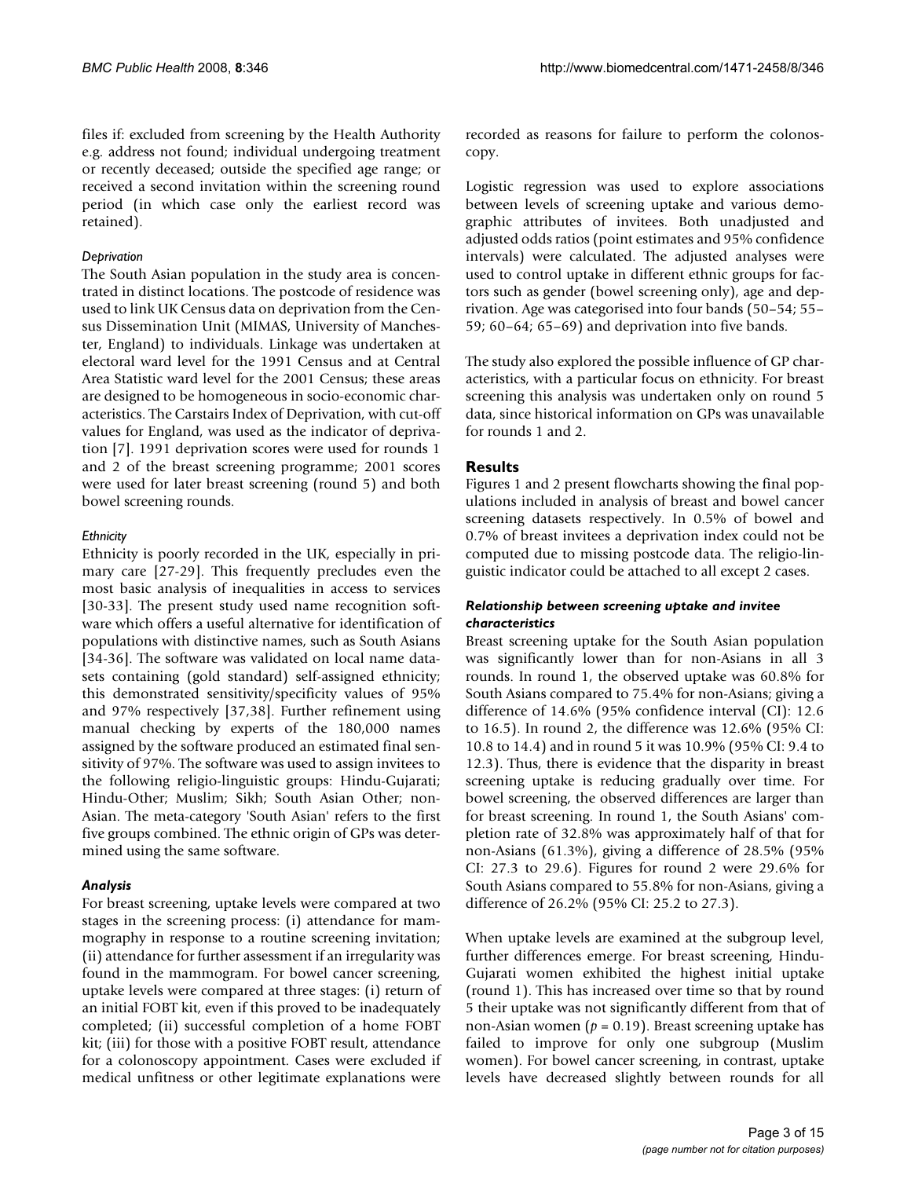files if: excluded from screening by the Health Authority e.g. address not found; individual undergoing treatment or recently deceased; outside the specified age range; or received a second invitation within the screening round period (in which case only the earliest record was retained).

*Deprivation*

The South Asian population in the study area is concentrated in distinct locations. The postcode of residence was used to link UK Census data on deprivation from the Census Dissemination Unit (MIMAS, University of Manchester, England) to individuals. Linkage was undertaken at electoral ward level for the 1991 Census and at Central Area Statistic ward level for the 2001 Census; these areas are designed to be homogeneous in socio-economic characteristics. The Carstairs Index of Deprivation, with cut-off values for England, was used as the indicator of deprivation [7]. 1991 deprivation scores were used for rounds 1 and 2 of the breast screening programme; 2001 scores were used for later breast screening (round 5) and both bowel screening rounds.

*Ethnicity*

Ethnicity is poorly recorded in the UK, especially in primary care [27-29]. This frequently precludes even the most basic analysis of inequalities in access to services [30-33]. The present study used name recognition software which offers a useful alternative for identification of populations with distinctive names, such as South Asians [34-36]. The software was validated on local name datasets containing (gold standard) self-assigned ethnicity; this demonstrated sensitivity/specificity values of 95% and 97% respectively [37,38]. Further refinement using manual checking by experts of the 180,000 names assigned by the software produced an estimated final sensitivity of 97%. The software was used to assign invitees to the following religio-linguistic groups: Hindu-Gujarati; Hindu-Other; Muslim; Sikh; South Asian Other; non-Asian. The meta-category 'South Asian' refers to the first five groups combined. The ethnic origin of GPs was determined using the same software.

*Analysis*

For breast screening, uptake levels were compared at two stages in the screening process: (i) attendance for mammography in response to a routine screening invitation; (ii) attendance for further assessment if an irregularity was found in the mammogram. For bowel cancer screening, uptake levels were compared at three stages: (i) return of an initial FOBT kit, even if this proved to be inadequately completed; (ii) successful completion of a home FOBT kit; (iii) for those with a positive FOBT result, attendance for a colonoscopy appointment. Cases were excluded if medical unfitness or other legitimate explanations were recorded as reasons for failure to perform the colonoscopy.

Logistic regression was used to explore associations between levels of screening uptake and various demographic attributes of invitees. Both unadjusted and adjusted odds ratios (point estimates and 95% confidence intervals) were calculated. The adjusted analyses were used to control uptake in different ethnic groups for factors such as gender (bowel screening only), age and deprivation. Age was categorised into four bands (50–54; 55–59; 60–64; 65–69) and deprivation into five bands.

The study also explored the possible influence of GP characteristics, with a particular focus on ethnicity. For breast screening this analysis was undertaken only on round 5 data, since historical information on GPs was unavailable for rounds 1 and 2.

## Results

Figures 1 and 2 present flowcharts showing the final populations included in analysis of breast and bowel cancer screening datasets respectively. In 0.5% of bowel and 0.7% of breast invitees a deprivation index could not be computed due to missing postcode data. The religio-linguistic indicator could be attached to all except 2 cases.

### *Relationship between screening uptake and invitee characteristics*

Breast screening uptake for the South Asian population was significantly lower than for non-Asians in all 3 rounds. In round 1, the observed uptake was 60.8% for South Asians compared to 75.4% for non-Asians; giving a difference of 14.6% (95% confidence interval (CI): 12.6 to 16.5). In round 2, the difference was 12.6% (95% CI: 10.8 to 14.4) and in round 5 it was 10.9% (95% CI: 9.4 to 12.3). Thus, there is evidence that the disparity in breast screening uptake is reducing gradually over time. For bowel screening, the observed differences are larger than for breast screening. In round 1, the South Asians' completion rate of 32.8% was approximately half of that for non-Asians (61.3%), giving a difference of 28.5% (95% CI: 27.3 to 29.6). Figures for round 2 were 29.6% for South Asians compared to 55.8% for non-Asians, giving a difference of 26.2% (95% CI: 25.2 to 27.3).

When uptake levels are examined at the subgroup level, further differences emerge. For breast screening, Hindu-Gujarati women exhibited the highest initial uptake (round 1). This has increased over time so that by round 5 their uptake was not significantly different from that of non-Asian women ($p = 0.19$). Breast screening uptake has failed to improve for only one subgroup (Muslim women). For bowel cancer screening, in contrast, uptake levels have decreased slightly between rounds for all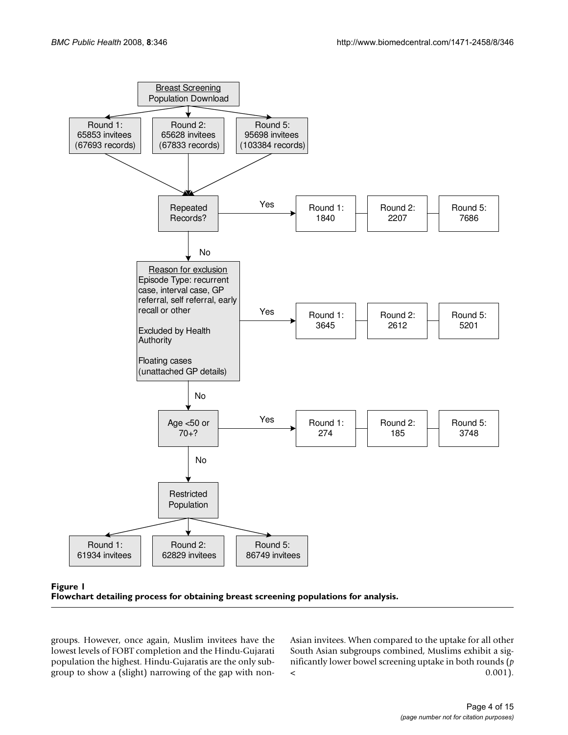Breast Screening Population Download

| | Round 1 | Round 2 | Round 5 |
|---|---|---|---|
| Invitees | 65853 invitees (67693 records) | 65628 invitees (67833 records) | 95698 invitees (103384 records) |
| Repeated Records? Yes | 1840 | 2207 | 7686 |
| Reason for exclusion? Yes | 3645 | 2612 | 5201 |
| Age <50 or 70+? Yes | 274 | 185 | 3748 |
| Restricted Population | 61934 invitees | 62829 invitees | 86749 invitees |

Reason for exclusion:
- Episode Type: recurrent case, interval case, GP referral, self referral, early recall or other
- Excluded by Health Authority
- Floating cases (unattached GP details)

**Figure 1**
**Flowchart detailing process for obtaining breast screening populations for analysis.**

groups. However, once again, Muslim invitees have the lowest levels of FOBT completion and the Hindu-Gujarati population the highest. Hindu-Gujaratis are the only subgroup to show a (slight) narrowing of the gap with non-Asian invitees. When compared to the uptake for all other South Asian subgroups combined, Muslims exhibit a significantly lower bowel screening uptake in both rounds ($p < 0.001$).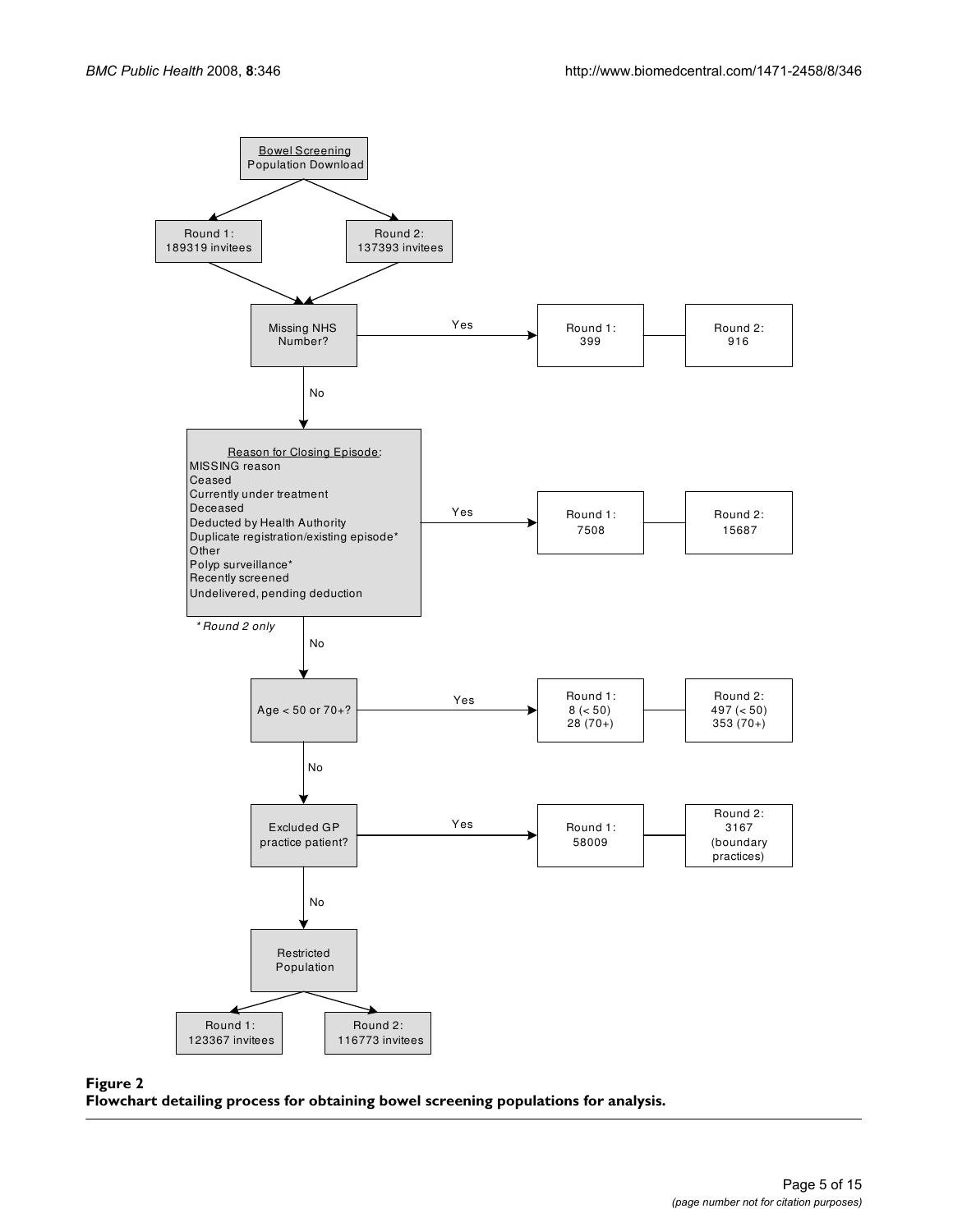Bowel Screening Population Download

Round 1: 189319 invitees

Round 2: 137393 invitees

Missing NHS Number?

Yes → Round 1: 399 | Round 2: 916

No

Reason for Closing Episode:
MISSING reason
Ceased
Currently under treatment
Deceased
Deducted by Health Authority
Duplicate registration/existing episode*
Other
Polyp surveillance*
Recently screened
Undelivered, pending deduction

*Round 2 only

Yes → Round 1: 7508 | Round 2: 15687

No

Age < 50 or 70+?

Yes → Round 1: 8 (< 50) 28 (70+) | Round 2: 497 (< 50) 353 (70+)

No

Excluded GP practice patient?

Yes → Round 1: 58009 | Round 2: 3167 (boundary practices)

No

Restricted Population

Round 1: 123367 invitees

Round 2: 116773 invitees

**Figure 2**
**Flowchart detailing process for obtaining bowel screening populations for analysis.**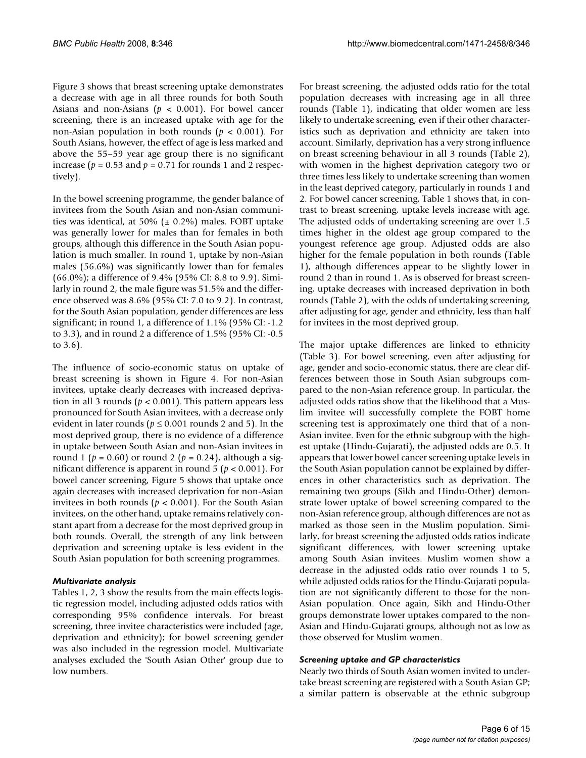Figure 3 shows that breast screening uptake demonstrates a decrease with age in all three rounds for both South Asians and non-Asians ($p < 0.001$). For bowel cancer screening, there is an increased uptake with age for the non-Asian population in both rounds ($p < 0.001$). For South Asians, however, the effect of age is less marked and above the 55–59 year age group there is no significant increase ($p = 0.53$ and $p = 0.71$ for rounds 1 and 2 respectively).

In the bowel screening programme, the gender balance of invitees from the South Asian and non-Asian communities was identical, at 50% (± 0.2%) males. FOBT uptake was generally lower for males than for females in both groups, although this difference in the South Asian population is much smaller. In round 1, uptake by non-Asian males (56.6%) was significantly lower than for females (66.0%); a difference of 9.4% (95% CI: 8.8 to 9.9). Similarly in round 2, the male figure was 51.5% and the difference observed was 8.6% (95% CI: 7.0 to 9.2). In contrast, for the South Asian population, gender differences are less significant; in round 1, a difference of 1.1% (95% CI: -1.2 to 3.3), and in round 2 a difference of 1.5% (95% CI: -0.5 to 3.6).

The influence of socio-economic status on uptake of breast screening is shown in Figure 4. For non-Asian invitees, uptake clearly decreases with increased deprivation in all 3 rounds ($p < 0.001$). This pattern appears less pronounced for South Asian invitees, with a decrease only evident in later rounds ($p \leq 0.001$ rounds 2 and 5). In the most deprived group, there is no evidence of a difference in uptake between South Asian and non-Asian invitees in round 1 ($p = 0.60$) or round 2 ($p = 0.24$), although a significant difference is apparent in round 5 ($p < 0.001$). For bowel cancer screening, Figure 5 shows that uptake once again decreases with increased deprivation for non-Asian invitees in both rounds ($p < 0.001$). For the South Asian invitees, on the other hand, uptake remains relatively constant apart from a decrease for the most deprived group in both rounds. Overall, the strength of any link between deprivation and screening uptake is less evident in the South Asian population for both screening programmes.

### *Multivariate analysis*

Tables 1, 2, 3 show the results from the main effects logistic regression model, including adjusted odds ratios with corresponding 95% confidence intervals. For breast screening, three invitee characteristics were included (age, deprivation and ethnicity); for bowel screening gender was also included in the regression model. Multivariate analyses excluded the 'South Asian Other' group due to low numbers.

For breast screening, the adjusted odds ratio for the total population decreases with increasing age in all three rounds (Table 1), indicating that older women are less likely to undertake screening, even if their other characteristics such as deprivation and ethnicity are taken into account. Similarly, deprivation has a very strong influence on breast screening behaviour in all 3 rounds (Table 2), with women in the highest deprivation category two or three times less likely to undertake screening than women in the least deprived category, particularly in rounds 1 and 2. For bowel cancer screening, Table 1 shows that, in contrast to breast screening, uptake levels increase with age. The adjusted odds of undertaking screening are over 1.5 times higher in the oldest age group compared to the youngest reference age group. Adjusted odds are also higher for the female population in both rounds (Table 1), although differences appear to be slightly lower in round 2 than in round 1. As is observed for breast screening, uptake decreases with increased deprivation in both rounds (Table 2), with the odds of undertaking screening, after adjusting for age, gender and ethnicity, less than half for invitees in the most deprived group.

The major uptake differences are linked to ethnicity (Table 3). For bowel screening, even after adjusting for age, gender and socio-economic status, there are clear differences between those in South Asian subgroups compared to the non-Asian reference group. In particular, the adjusted odds ratios show that the likelihood that a Muslim invitee will successfully complete the FOBT home screening test is approximately one third that of a non-Asian invitee. Even for the ethnic subgroup with the highest uptake (Hindu-Gujarati), the adjusted odds are 0.5. It appears that lower bowel cancer screening uptake levels in the South Asian population cannot be explained by differences in other characteristics such as deprivation. The remaining two groups (Sikh and Hindu-Other) demonstrate lower uptake of bowel screening compared to the non-Asian reference group, although differences are not as marked as those seen in the Muslim population. Similarly, for breast screening the adjusted odds ratios indicate significant differences, with lower screening uptake among South Asian invitees. Muslim women show a decrease in the adjusted odds ratio over rounds 1 to 5, while adjusted odds ratios for the Hindu-Gujarati population are not significantly different to those for the non-Asian population. Once again, Sikh and Hindu-Other groups demonstrate lower uptakes compared to the non-Asian and Hindu-Gujarati groups, although not as low as those observed for Muslim women.

### *Screening uptake and GP characteristics*

Nearly two thirds of South Asian women invited to undertake breast screening are registered with a South Asian GP; a similar pattern is observable at the ethnic subgroup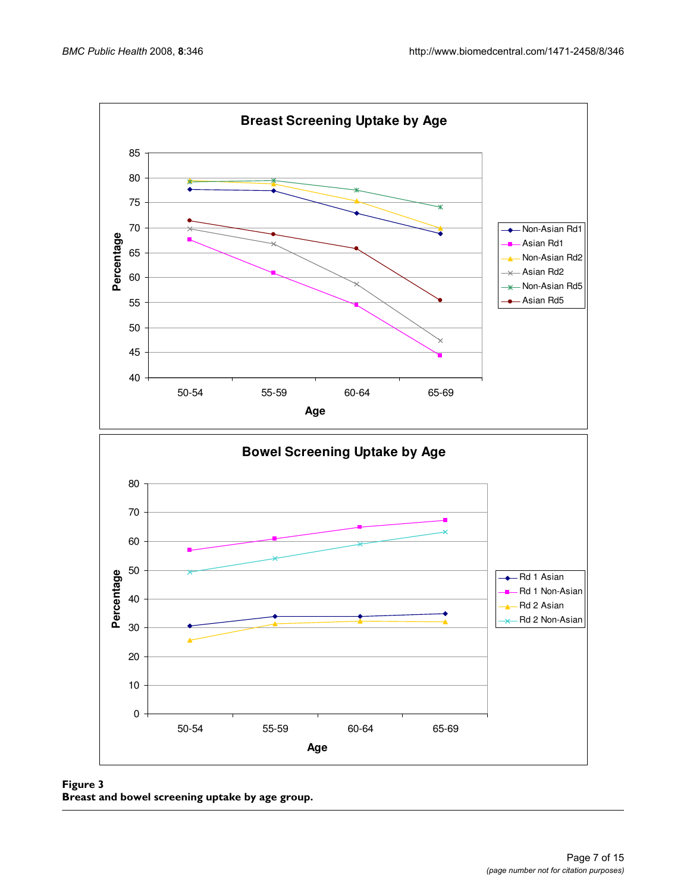**Figure 3**
**Breast and bowel screening uptake by age group.**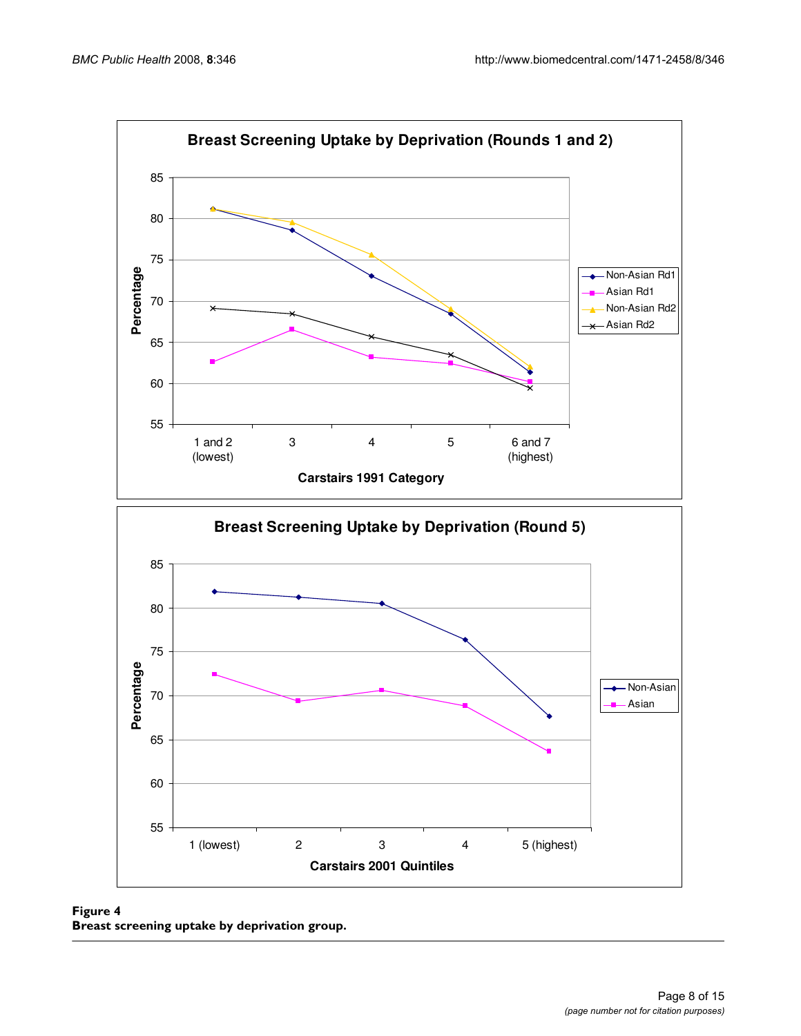**Figure 4**
**Breast screening uptake by deprivation group.**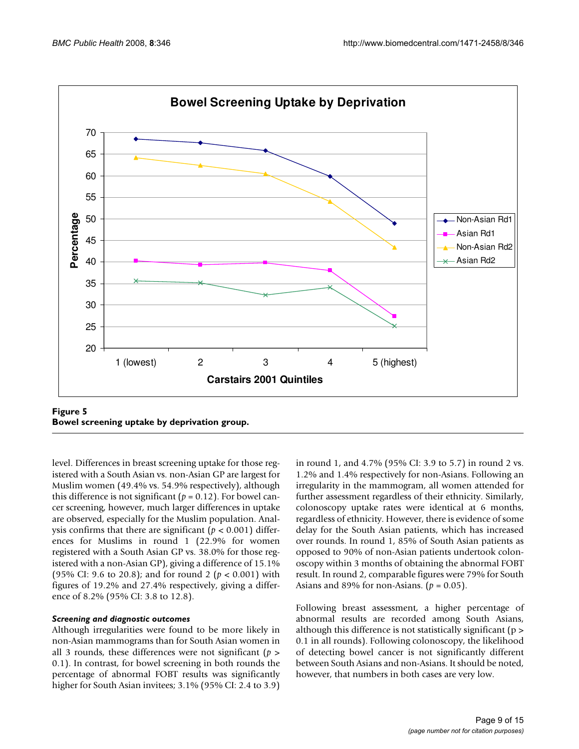**Figure 5**
**Bowel screening uptake by deprivation group.**

level. Differences in breast screening uptake for those registered with a South Asian vs. non-Asian GP are largest for Muslim women (49.4% vs. 54.9% respectively), although this difference is not significant ($p = 0.12$). For bowel cancer screening, however, much larger differences in uptake are observed, especially for the Muslim population. Analysis confirms that there are significant ($p < 0.001$) differences for Muslims in round 1 (22.9% for women registered with a South Asian GP vs. 38.0% for those registered with a non-Asian GP), giving a difference of 15.1% (95% CI: 9.6 to 20.8); and for round 2 ($p < 0.001$) with figures of 19.2% and 27.4% respectively, giving a difference of 8.2% (95% CI: 3.8 to 12.8).

### *Screening and diagnostic outcomes*

Although irregularities were found to be more likely in non-Asian mammograms than for South Asian women in all 3 rounds, these differences were not significant ($p > 0.1$). In contrast, for bowel screening in both rounds the percentage of abnormal FOBT results was significantly higher for South Asian invitees; 3.1% (95% CI: 2.4 to 3.9) in round 1, and 4.7% (95% CI: 3.9 to 5.7) in round 2 vs. 1.2% and 1.4% respectively for non-Asians. Following an irregularity in the mammogram, all women attended for further assessment regardless of their ethnicity. Similarly, colonoscopy uptake rates were identical at 6 months, regardless of ethnicity. However, there is evidence of some delay for the South Asian patients, which has increased over rounds. In round 1, 85% of South Asian patients as opposed to 90% of non-Asian patients undertook colonoscopy within 3 months of obtaining the abnormal FOBT result. In round 2, comparable figures were 79% for South Asians and 89% for non-Asians. ($p = 0.05$).

Following breast assessment, a higher percentage of abnormal results are recorded among South Asians, although this difference is not statistically significant ($p > 0.1$ in all rounds). Following colonoscopy, the likelihood of detecting bowel cancer is not significantly different between South Asians and non-Asians. It should be noted, however, that numbers in both cases are very low.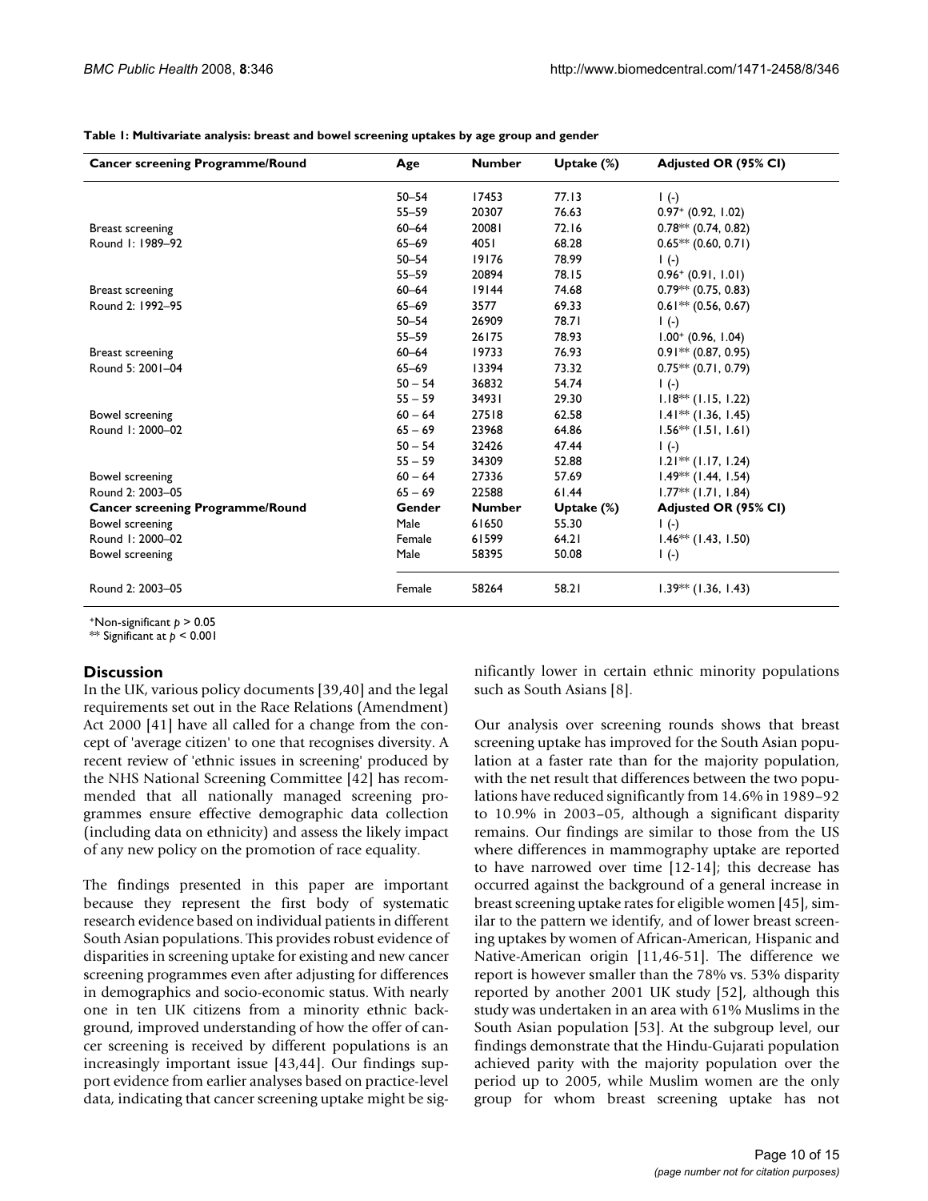**Table 1: Multivariate analysis: breast and bowel screening uptakes by age group and gender**

| Cancer screening Programme/Round | Age | Number | Uptake (%) | Adjusted OR (95% CI) |
|---|---|---|---|---|
| | 50–54 | 17453 | 77.13 | 1 (-) |
| | 55–59 | 20307 | 76.63 | 0.97+ (0.92, 1.02) |
| Breast screening | 60–64 | 20081 | 72.16 | 0.78** (0.74, 0.82) |
| Round 1: 1989–92 | 65–69 | 4051 | 68.28 | 0.65** (0.60, 0.71) |
| | 50–54 | 19176 | 78.99 | 1 (-) |
| | 55–59 | 20894 | 78.15 | 0.96+ (0.91, 1.01) |
| Breast screening | 60–64 | 19144 | 74.68 | 0.79** (0.75, 0.83) |
| Round 2: 1992–95 | 65–69 | 3577 | 69.33 | 0.61** (0.56, 0.67) |
| | 50–54 | 26909 | 78.71 | 1 (-) |
| | 55–59 | 26175 | 78.93 | 1.00+ (0.96, 1.04) |
| Breast screening | 60–64 | 19733 | 76.93 | 0.91** (0.87, 0.95) |
| Round 5: 2001–04 | 65–69 | 13394 | 73.32 | 0.75** (0.71, 0.79) |
| | 50 – 54 | 36832 | 54.74 | 1 (-) |
| | 55 – 59 | 34931 | 29.30 | 1.18** (1.15, 1.22) |
| Bowel screening | 60 – 64 | 27518 | 62.58 | 1.41** (1.36, 1.45) |
| Round 1: 2000–02 | 65 – 69 | 23968 | 64.86 | 1.56** (1.51, 1.61) |
| | 50 – 54 | 32426 | 47.44 | 1 (-) |
| | 55 – 59 | 34309 | 52.88 | 1.21** (1.17, 1.24) |
| Bowel screening | 60 – 64 | 27336 | 57.69 | 1.49** (1.44, 1.54) |
| Round 2: 2003–05 | 65 – 69 | 22588 | 61.44 | 1.77** (1.71, 1.84) |
| **Cancer screening Programme/Round** | **Gender** | **Number** | **Uptake (%)** | **Adjusted OR (95% CI)** |
| Bowel screening | Male | 61650 | 55.30 | 1 (-) |
| Round 1: 2000–02 | Female | 61599 | 64.21 | 1.46** (1.43, 1.50) |
| Bowel screening | Male | 58395 | 50.08 | 1 (-) |
| Round 2: 2003–05 | Female | 58264 | 58.21 | 1.39** (1.36, 1.43) |

+Non-significant $p > 0.05$
** Significant at $p < 0.001$

## Discussion

In the UK, various policy documents [39,40] and the legal requirements set out in the Race Relations (Amendment) Act 2000 [41] have all called for a change from the concept of 'average citizen' to one that recognises diversity. A recent review of 'ethnic issues in screening' produced by the NHS National Screening Committee [42] has recommended that all nationally managed screening programmes ensure effective demographic data collection (including data on ethnicity) and assess the likely impact of any new policy on the promotion of race equality.

The findings presented in this paper are important because they represent the first body of systematic research evidence based on individual patients in different South Asian populations. This provides robust evidence of disparities in screening uptake for existing and new cancer screening programmes even after adjusting for differences in demographics and socio-economic status. With nearly one in ten UK citizens from a minority ethnic background, improved understanding of how the offer of cancer screening is received by different populations is an increasingly important issue [43,44]. Our findings support evidence from earlier analyses based on practice-level data, indicating that cancer screening uptake might be significantly lower in certain ethnic minority populations such as South Asians [8].

Our analysis over screening rounds shows that breast screening uptake has improved for the South Asian population at a faster rate than for the majority population, with the net result that differences between the two populations have reduced significantly from 14.6% in 1989–92 to 10.9% in 2003–05, although a significant disparity remains. Our findings are similar to those from the US where differences in mammography uptake are reported to have narrowed over time [12-14]; this decrease has occurred against the background of a general increase in breast screening uptake rates for eligible women [45], similar to the pattern we identify, and of lower breast screening uptakes by women of African-American, Hispanic and Native-American origin [11,46-51]. The difference we report is however smaller than the 78% vs. 53% disparity reported by another 2001 UK study [52], although this study was undertaken in an area with 61% Muslims in the South Asian population [53]. At the subgroup level, our findings demonstrate that the Hindu-Gujarati population achieved parity with the majority population over the period up to 2005, while Muslim women are the only group for whom breast screening uptake has not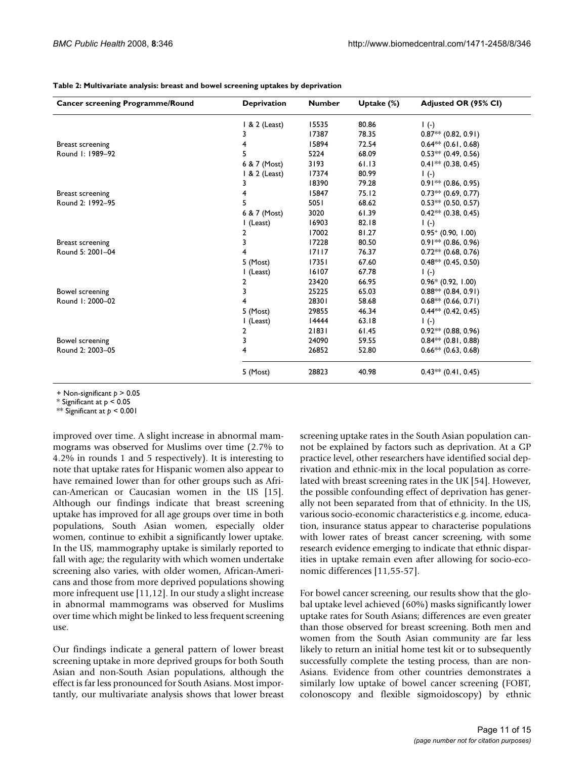**Table 2: Multivariate analysis: breast and bowel screening uptakes by deprivation**

| Cancer screening Programme/Round | Deprivation | Number | Uptake (%) | Adjusted OR (95% CI) |
|---|---|---|---|---|
| Breast screening Round 1: 1989–92 | 1 & 2 (Least) | 15535 | 80.86 | 1 (-) |
| | 3 | 17387 | 78.35 | 0.87** (0.82, 0.91) |
| | 4 | 15894 | 72.54 | 0.64** (0.61, 0.68) |
| | 5 | 5224 | 68.09 | 0.53** (0.49, 0.56) |
| | 6 & 7 (Most) | 3193 | 61.13 | 0.41** (0.38, 0.45) |
| Breast screening Round 2: 1992–95 | 1 & 2 (Least) | 17374 | 80.99 | 1 (-) |
| | 3 | 18390 | 79.28 | 0.91** (0.86, 0.95) |
| | 4 | 15847 | 75.12 | 0.73** (0.69, 0.77) |
| | 5 | 5051 | 68.62 | 0.53** (0.50, 0.57) |
| | 6 & 7 (Most) | 3020 | 61.39 | 0.42** (0.38, 0.45) |
| Breast screening Round 5: 2001–04 | 1 (Least) | 16903 | 82.18 | 1 (-) |
| | 2 | 17002 | 81.27 | 0.95+ (0.90, 1.00) |
| | 3 | 17228 | 80.50 | 0.91** (0.86, 0.96) |
| | 4 | 17117 | 76.37 | 0.72** (0.68, 0.76) |
| | 5 (Most) | 17351 | 67.60 | 0.48** (0.45, 0.50) |
| Bowel screening Round 1: 2000–02 | 1 (Least) | 16107 | 67.78 | 1 (-) |
| | 2 | 23420 | 66.95 | 0.96* (0.92, 1.00) |
| | 3 | 25225 | 65.03 | 0.88** (0.84, 0.91) |
| | 4 | 28301 | 58.68 | 0.68** (0.66, 0.71) |
| | 5 (Most) | 29855 | 46.34 | 0.44** (0.42, 0.45) |
| Bowel screening Round 2: 2003–05 | 1 (Least) | 14444 | 63.18 | 1 (-) |
| | 2 | 21831 | 61.45 | 0.92** (0.88, 0.96) |
| | 3 | 24090 | 59.55 | 0.84** (0.81, 0.88) |
| | 4 | 26852 | 52.80 | 0.66** (0.63, 0.68) |
| | 5 (Most) | 28823 | 40.98 | 0.43** (0.41, 0.45) |

+ Non-significant $p > 0.05$
\* Significant at $p < 0.05$
\*\* Significant at $p < 0.001$

improved over time. A slight increase in abnormal mammograms was observed for Muslims over time (2.7% to 4.2% in rounds 1 and 5 respectively). It is interesting to note that uptake rates for Hispanic women also appear to have remained lower than for other groups such as African-American or Caucasian women in the US [15]. Although our findings indicate that breast screening uptake has improved for all age groups over time in both populations, South Asian women, especially older women, continue to exhibit a significantly lower uptake. In the US, mammography uptake is similarly reported to fall with age; the regularity with which women undertake screening also varies, with older women, African-Americans and those from more deprived populations showing more infrequent use [11,12]. In our study a slight increase in abnormal mammograms was observed for Muslims over time which might be linked to less frequent screening use.

Our findings indicate a general pattern of lower breast screening uptake in more deprived groups for both South Asian and non-South Asian populations, although the effect is far less pronounced for South Asians. Most importantly, our multivariate analysis shows that lower breast screening uptake rates in the South Asian population cannot be explained by factors such as deprivation. At a GP practice level, other researchers have identified social deprivation and ethnic-mix in the local population as correlated with breast screening rates in the UK [54]. However, the possible confounding effect of deprivation has generally not been separated from that of ethnicity. In the US, various socio-economic characteristics e.g. income, education, insurance status appear to characterise populations with lower rates of breast cancer screening, with some research evidence emerging to indicate that ethnic disparities in uptake remain even after allowing for socio-economic differences [11,55-57].

For bowel cancer screening, our results show that the global uptake level achieved (60%) masks significantly lower uptake rates for South Asians; differences are even greater than those observed for breast screening. Both men and women from the South Asian community are far less likely to return an initial home test kit or to subsequently successfully complete the testing process, than are non-Asians. Evidence from other countries demonstrates a similarly low uptake of bowel cancer screening (FOBT, colonoscopy and flexible sigmoidoscopy) by ethnic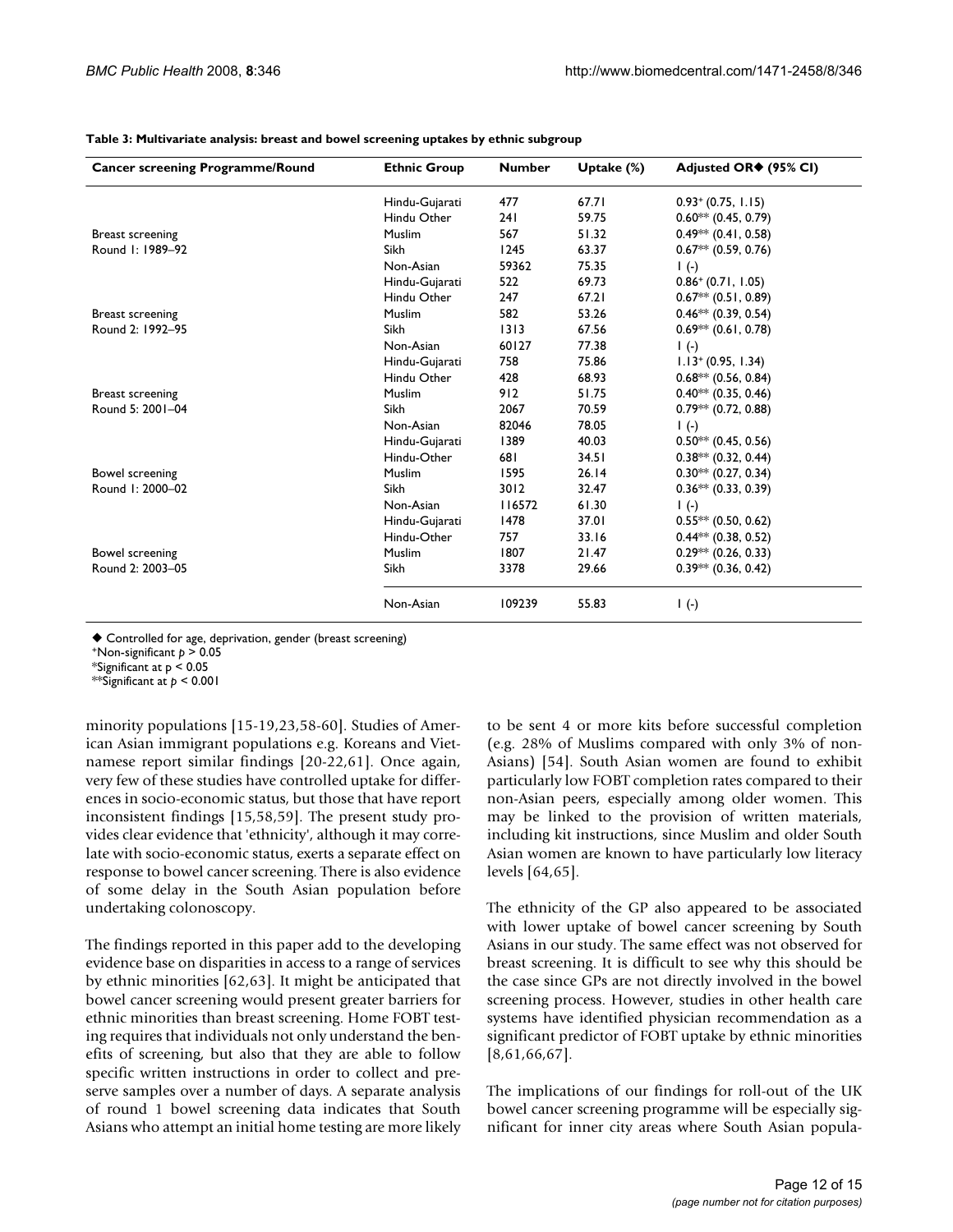**Table 3: Multivariate analysis: breast and bowel screening uptakes by ethnic subgroup**

| Cancer screening Programme/Round | Ethnic Group | Number | Uptake (%) | Adjusted OR◆ (95% CI) |
|---|---|---|---|---|
| | Hindu-Gujarati | 477 | 67.71 | 0.93+ (0.75, 1.15) |
| | Hindu Other | 241 | 59.75 | 0.60** (0.45, 0.79) |
| Breast screening | Muslim | 567 | 51.32 | 0.49** (0.41, 0.58) |
| Round 1: 1989–92 | Sikh | 1245 | 63.37 | 0.67** (0.59, 0.76) |
| | Non-Asian | 59362 | 75.35 | 1 (-) |
| | Hindu-Gujarati | 522 | 69.73 | 0.86+ (0.71, 1.05) |
| | Hindu Other | 247 | 67.21 | 0.67** (0.51, 0.89) |
| Breast screening | Muslim | 582 | 53.26 | 0.46** (0.39, 0.54) |
| Round 2: 1992–95 | Sikh | 1313 | 67.56 | 0.69** (0.61, 0.78) |
| | Non-Asian | 60127 | 77.38 | 1 (-) |
| | Hindu-Gujarati | 758 | 75.86 | 1.13+ (0.95, 1.34) |
| | Hindu Other | 428 | 68.93 | 0.68** (0.56, 0.84) |
| Breast screening | Muslim | 912 | 51.75 | 0.40** (0.35, 0.46) |
| Round 5: 2001–04 | Sikh | 2067 | 70.59 | 0.79** (0.72, 0.88) |
| | Non-Asian | 82046 | 78.05 | 1 (-) |
| | Hindu-Gujarati | 1389 | 40.03 | 0.50** (0.45, 0.56) |
| | Hindu-Other | 681 | 34.51 | 0.38** (0.32, 0.44) |
| Bowel screening | Muslim | 1595 | 26.14 | 0.30** (0.27, 0.34) |
| Round 1: 2000–02 | Sikh | 3012 | 32.47 | 0.36** (0.33, 0.39) |
| | Non-Asian | 116572 | 61.30 | 1 (-) |
| | Hindu-Gujarati | 1478 | 37.01 | 0.55** (0.50, 0.62) |
| | Hindu-Other | 757 | 33.16 | 0.44** (0.38, 0.52) |
| Bowel screening | Muslim | 1807 | 21.47 | 0.29** (0.26, 0.33) |
| Round 2: 2003–05 | Sikh | 3378 | 29.66 | 0.39** (0.36, 0.42) |
| | Non-Asian | 109239 | 55.83 | 1 (-) |

◆ Controlled for age, deprivation, gender (breast screening)
+Non-significant $p > 0.05$
*Significant at $p < 0.05$
**Significant at $p < 0.001$

minority populations [15-19,23,58-60]. Studies of American Asian immigrant populations e.g. Koreans and Vietnamese report similar findings [20-22,61]. Once again, very few of these studies have controlled uptake for differences in socio-economic status, but those that have report inconsistent findings [15,58,59]. The present study provides clear evidence that 'ethnicity', although it may correlate with socio-economic status, exerts a separate effect on response to bowel cancer screening. There is also evidence of some delay in the South Asian population before undertaking colonoscopy.

The findings reported in this paper add to the developing evidence base on disparities in access to a range of services by ethnic minorities [62,63]. It might be anticipated that bowel cancer screening would present greater barriers for ethnic minorities than breast screening. Home FOBT testing requires that individuals not only understand the benefits of screening, but also that they are able to follow specific written instructions in order to collect and preserve samples over a number of days. A separate analysis of round 1 bowel screening data indicates that South Asians who attempt an initial home testing are more likely to be sent 4 or more kits before successful completion (e.g. 28% of Muslims compared with only 3% of non-Asians) [54]. South Asian women are found to exhibit particularly low FOBT completion rates compared to their non-Asian peers, especially among older women. This may be linked to the provision of written materials, including kit instructions, since Muslim and older South Asian women are known to have particularly low literacy levels [64,65].

The ethnicity of the GP also appeared to be associated with lower uptake of bowel cancer screening by South Asians in our study. The same effect was not observed for breast screening. It is difficult to see why this should be the case since GPs are not directly involved in the bowel screening process. However, studies in other health care systems have identified physician recommendation as a significant predictor of FOBT uptake by ethnic minorities [8,61,66,67].

The implications of our findings for roll-out of the UK bowel cancer screening programme will be especially significant for inner city areas where South Asian popula-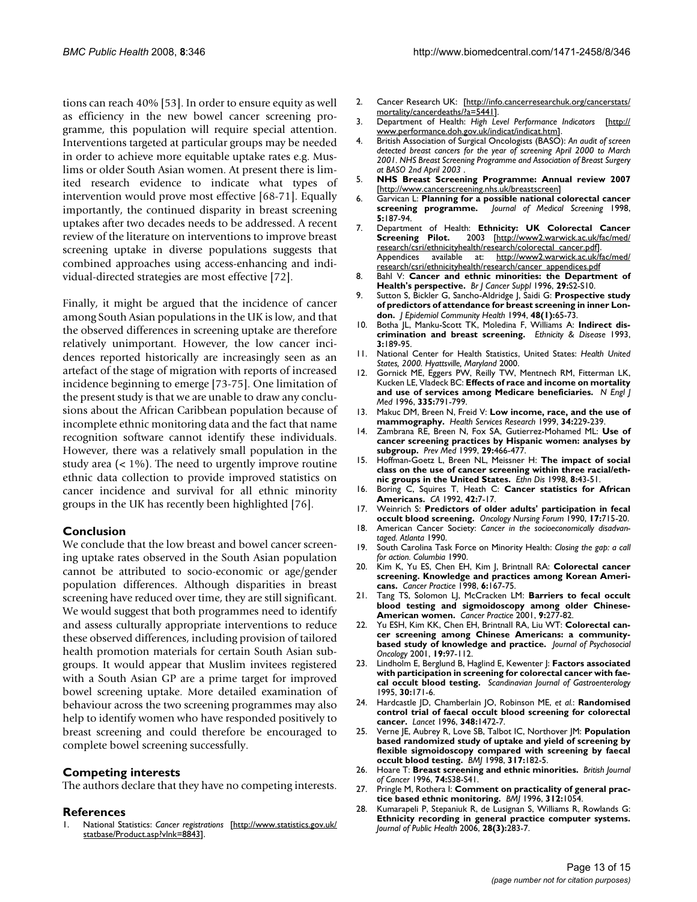tions can reach 40% [53]. In order to ensure equity as well as efficiency in the new bowel cancer screening programme, this population will require special attention. Interventions targeted at particular groups may be needed in order to achieve more equitable uptake rates e.g. Muslims or older South Asian women. At present there is limited research evidence to indicate what types of intervention would prove most effective [68-71]. Equally importantly, the continued disparity in breast screening uptakes after two decades needs to be addressed. A recent review of the literature on interventions to improve breast screening uptake in diverse populations suggests that combined approaches using access-enhancing and individual-directed strategies are most effective [72].

Finally, it might be argued that the incidence of cancer among South Asian populations in the UK is low, and that the observed differences in screening uptake are therefore relatively unimportant. However, the low cancer incidences reported historically are increasingly seen as an artefact of the stage of migration with reports of increased incidence beginning to emerge [73-75]. One limitation of the present study is that we are unable to draw any conclusions about the African Caribbean population because of incomplete ethnic monitoring data and the fact that name recognition software cannot identify these individuals. However, there was a relatively small population in the study area (< 1%). The need to urgently improve routine ethnic data collection to provide improved statistics on cancer incidence and survival for all ethnic minority groups in the UK has recently been highlighted [76].

## Conclusion

We conclude that the low breast and bowel cancer screening uptake rates observed in the South Asian population cannot be attributed to socio-economic or age/gender population differences. Although disparities in breast screening have reduced over time, they are still significant. We would suggest that both programmes need to identify and assess culturally appropriate interventions to reduce these observed differences, including provision of tailored health promotion materials for certain South Asian subgroups. It would appear that Muslim invitees registered with a South Asian GP are a prime target for improved bowel screening uptake. More detailed examination of behaviour across the two screening programmes may also help to identify women who have responded positively to breast screening and could therefore be encouraged to complete bowel screening successfully.

## Competing interests

The authors declare that they have no competing interests.

## References

1. National Statistics: *Cancer registrations* [http://www.statistics.gov.uk/statbase/Product.asp?vlnk=8843].
2. Cancer Research UK: [http://info.cancerresearchuk.org/cancerstats/mortality/cancerdeaths/?a=5441].
3. Department of Health: *High Level Performance Indicators* [http://www.performance.doh.gov.uk/indicat/indicat.htm].
4. British Association of Surgical Oncologists (BASO): *An audit of screen detected breast cancers for the year of screening April 2000 to March 2001. NHS Breast Screening Programme and Association of Breast Surgery at BASO 2nd April 2003* .
5. **NHS Breast Screening Programme: Annual review 2007** [http://www.cancerscreening.nhs.uk/breastscreen]
6. Garvican L: **Planning for a possible national colorectal cancer screening programme.** *Journal of Medical Screening* 1998, **5:**187-94.
7. Department of Health: **Ethnicity: UK Colorectal Cancer Screening Pilot.** 2003 [http://www2.warwick.ac.uk/fac/med/research/csri/ethnicityhealth/research/colorectal_cancer.pdf]. Appendices available at: http://www2.warwick.ac.uk/fac/med/research/csri/ethnicityhealth/research/cancer_appendices.pdf
8. Bahl V: **Cancer and ethnic minorities: the Department of Health's perspective.** *Br J Cancer Suppl* 1996, **29:**S2-S10.
9. Sutton S, Bickler G, Sancho-Aldridge J, Saidi G: **Prospective study of predictors of attendance for breast screening in inner London.** *J Epidemiol Community Health* 1994, **48(1):**65-73.
10. Botha JL, Manku-Scott TK, Moledina F, Williams A: **Indirect discrimination and breast screening.** *Ethnicity & Disease* 1993, **3:**189-95.
11. National Center for Health Statistics, United States: *Health United States, 2000. Hyattsville, Maryland* 2000.
12. Gornick ME, Eggers PW, Reilly TW, Mentnech RM, Fitterman LK, Kucken LE, Vladeck BC: **Effects of race and income on mortality and use of services among Medicare beneficiaries.** *N Engl J Med* 1996, **335:**791-799.
13. Makuc DM, Breen N, Freid V: **Low income, race, and the use of mammography.** *Health Services Research* 1999, **34:**229-239.
14. Zambrana RE, Breen N, Fox SA, Gutierrez-Mohamed ML: **Use of cancer screening practices by Hispanic women: analyses by subgroup.** *Prev Med* 1999, **29:**466-477.
15. Hoffman-Goetz L, Breen NL, Meissner H: **The impact of social class on the use of cancer screening within three racial/ethnic groups in the United States.** *Ethn Dis* 1998, **8:**43-51.
16. Boring C, Squires T, Heath C: **Cancer statistics for African Americans.** *CA* 1992, **42:**7-17.
17. Weinrich S: **Predictors of older adults' participation in fecal occult blood screening.** *Oncology Nursing Forum* 1990, **17:**715-20.
18. American Cancer Society: *Cancer in the socioeconomically disadvantaged. Atlanta* 1990.
19. South Carolina Task Force on Minority Health: *Closing the gap: a call for action. Columbia* 1990.
20. Kim K, Yu ES, Chen EH, Kim J, Brintnall RA: **Colorectal cancer screening. Knowledge and practices among Korean Americans.** *Cancer Practice* 1998, **6:**167-75.
21. Tang TS, Solomon LJ, McCracken LM: **Barriers to fecal occult blood testing and sigmoidoscopy among older Chinese-American women.** *Cancer Practice* 2001, **9:**277-82.
22. Yu ESH, Kim KK, Chen EH, Brintnall RA, Liu WT: **Colorectal cancer screening among Chinese Americans: a community-based study of knowledge and practice.** *Journal of Psychosocial Oncology* 2001, **19:**97-112.
23. Lindholm E, Berglund B, Haglind E, Kewenter J: **Factors associated with participation in screening for colorectal cancer with faecal occult blood testing.** *Scandinavian Journal of Gastroenterology* 1995, **30:**171-6.
24. Hardcastle JD, Chamberlain JO, Robinson ME, *et al.*: **Randomised control trial of faecal occult blood screening for colorectal cancer.** *Lancet* 1996, **348:**1472-7.
25. Verne JE, Aubrey R, Love SB, Talbot IC, Northover JM: **Population based randomized study of uptake and yield of screening by flexible sigmoidoscopy compared with screening by faecal occult blood testing.** *BMJ* 1998, **317:**182-5.
26. Hoare T: **Breast screening and ethnic minorities.** *British Journal of Cancer* 1996, **74:**S38-S41.
27. Pringle M, Rothera I: **Comment on practicality of general practice based ethnic monitoring.** *BMJ* 1996, **312:**1054.
28. Kumarapeli P, Stepaniuk R, de Lusignan S, Williams R, Rowlands G: **Ethnicity recording in general practice computer systems.** *Journal of Public Health* 2006, **28(3):**283-7.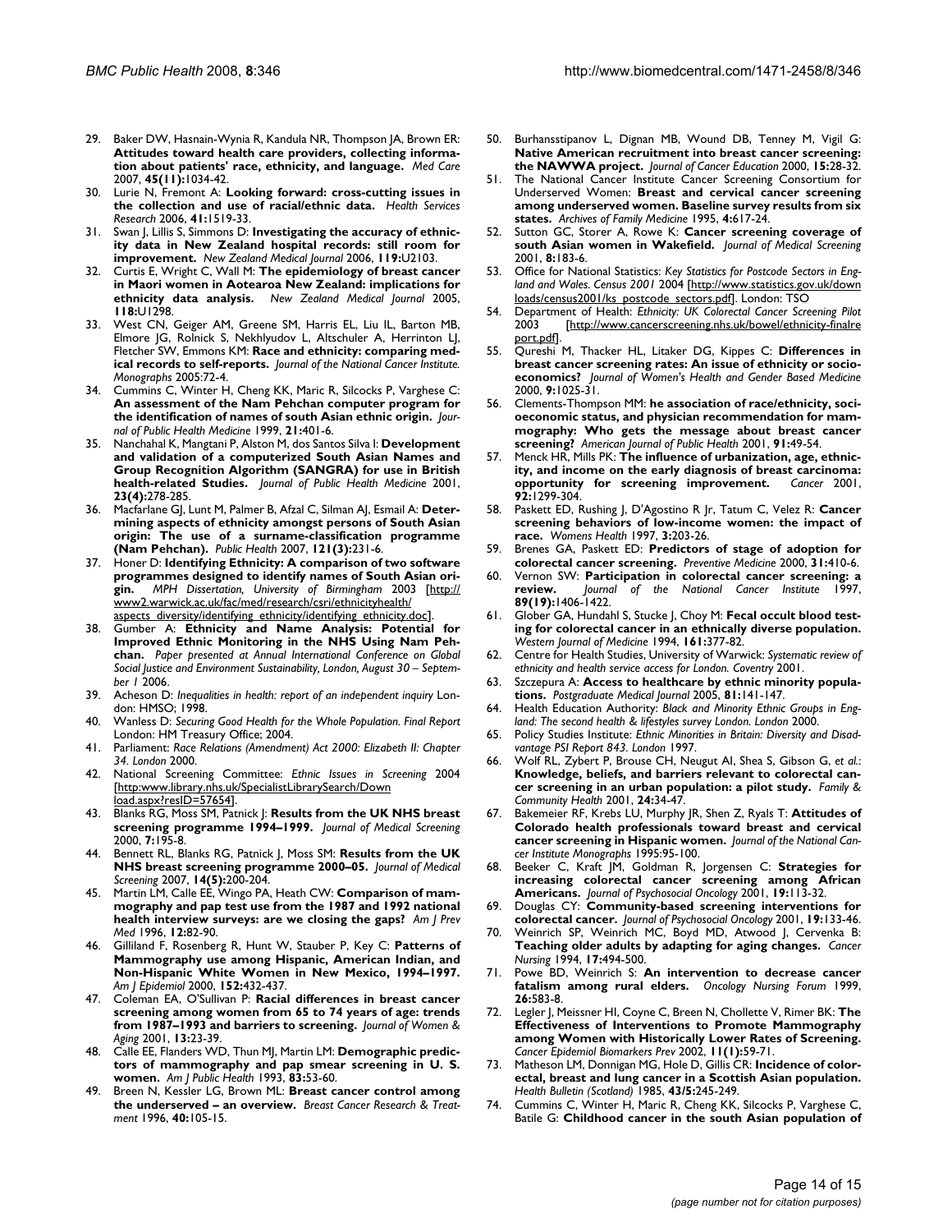29. Baker DW, Hasnain-Wynia R, Kandula NR, Thompson JA, Brown ER: **Attitudes toward health care providers, collecting information about patients' race, ethnicity, and language.** *Med Care* 2007, **45(11):**1034-42.
30. Lurie N, Fremont A: **Looking forward: cross-cutting issues in the collection and use of racial/ethnic data.** *Health Services Research* 2006, **41:**1519-33.
31. Swan J, Lillis S, Simmons D: **Investigating the accuracy of ethnicity data in New Zealand hospital records: still room for improvement.** *New Zealand Medical Journal* 2006, **119:**U2103.
32. Curtis E, Wright C, Wall M: **The epidemiology of breast cancer in Maori women in Aotearoa New Zealand: implications for ethnicity data analysis.** *New Zealand Medical Journal* 2005, **118:**U1298.
33. West CN, Geiger AM, Greene SM, Harris EL, Liu IL, Barton MB, Elmore JG, Rolnick S, Nekhlyudov L, Altschuler A, Herrinton LJ, Fletcher SW, Emmons KM: **Race and ethnicity: comparing medical records to self-reports.** *Journal of the National Cancer Institute. Monographs* 2005:72-4.
34. Cummins C, Winter H, Cheng KK, Maric R, Silcocks P, Varghese C: **An assessment of the Nam Pehchan computer program for the identification of names of south Asian ethnic origin.** *Journal of Public Health Medicine* 1999, **21:**401-6.
35. Nanchahal K, Mangtani P, Alston M, dos Santos Silva I: **Development and validation of a computerized South Asian Names and Group Recognition Algorithm (SANGRA) for use in British health-related Studies.** *Journal of Public Health Medicine* 2001, **23(4):**278-285.
36. Macfarlane GJ, Lunt M, Palmer B, Afzal C, Silman AJ, Esmail A: **Determining aspects of ethnicity amongst persons of South Asian origin: The use of a surname-classification programme (Nam Pehchan).** *Public Health* 2007, **121(3):**231-6.
37. Honer D: **Identifying Ethnicity: A comparison of two software programmes designed to identify names of South Asian origin.** *MPH Dissertation, University of Birmingham* 2003 [http://www2.warwick.ac.uk/fac/med/research/csri/ethnicityhealth/aspects_diversity/identifying_ethnicity/identifying_ethnicity.doc].
38. Gumber A: **Ethnicity and Name Analysis: Potential for Improved Ethnic Monitoring in the NHS Using Nam Pehchan.** *Paper presented at Annual International Conference on Global Social Justice and Environment Sustainability, London, August 30 – September 1* 2006.
39. Acheson D: *Inequalities in health: report of an independent inquiry* London: HMSO; 1998.
40. Wanless D: *Securing Good Health for the Whole Population. Final Report* London: HM Treasury Office; 2004.
41. Parliament: *Race Relations (Amendment) Act 2000: Elizabeth II: Chapter 34. London* 2000.
42. National Screening Committee: *Ethnic Issues in Screening* 2004 [http:www.library.nhs.uk/SpecialistLibrarySearch/Download.aspx?resID=57654].
43. Blanks RG, Moss SM, Patnick J: **Results from the UK NHS breast screening programme 1994–1999.** *Journal of Medical Screening* 2000, **7:**195-8.
44. Bennett RL, Blanks RG, Patnick J, Moss SM: **Results from the UK NHS breast screening programme 2000–05.** *Journal of Medical Screening* 2007, **14(5):**200-204.
45. Martin LM, Calle EE, Wingo PA, Heath CW: **Comparison of mammography and pap test use from the 1987 and 1992 national health interview surveys: are we closing the gaps?** *Am J Prev Med* 1996, **12:**82-90.
46. Gilliland F, Rosenberg R, Hunt W, Stauber P, Key C: **Patterns of Mammography use among Hispanic, American Indian, and Non-Hispanic White Women in New Mexico, 1994–1997.** *Am J Epidemiol* 2000, **152:**432-437.
47. Coleman EA, O'Sullivan P: **Racial differences in breast cancer screening among women from 65 to 74 years of age: trends from 1987–1993 and barriers to screening.** *Journal of Women & Aging* 2001, **13:**23-39.
48. Calle EE, Flanders WD, Thun MJ, Martin LM: **Demographic predictors of mammography and pap smear screening in U. S. women.** *Am J Public Health* 1993, **83:**53-60.
49. Breen N, Kessler LG, Brown ML: **Breast cancer control among the underserved – an overview.** *Breast Cancer Research & Treatment* 1996, **40:**105-15.
50. Burhansstipanov L, Dignan MB, Wound DB, Tenney M, Vigil G: **Native American recruitment into breast cancer screening: the NAWWA project.** *Journal of Cancer Education* 2000, **15:**28-32.
51. The National Cancer Institute Cancer Screening Consortium for Underserved Women: **Breast and cervical cancer screening among underserved women. Baseline survey results from six states.** *Archives of Family Medicine* 1995, **4:**617-24.
52. Sutton GC, Storer A, Rowe K: **Cancer screening coverage of south Asian women in Wakefield.** *Journal of Medical Screening* 2001, **8:**183-6.
53. Office for National Statistics: *Key Statistics for Postcode Sectors in England and Wales. Census 2001* 2004 [http://www.statistics.gov.uk/downloads/census2001/ks_postcode_sectors.pdf]. London: TSO
54. Department of Health: *Ethnicity: UK Colorectal Cancer Screening Pilot* 2003 [http://www.cancerscreening.nhs.uk/bowel/ethnicity-finalreport.pdf].
55. Qureshi M, Thacker HL, Litaker DG, Kippes C: **Differences in breast cancer screening rates: An issue of ethnicity or socioeconomics?** *Journal of Women's Health and Gender Based Medicine* 2000, **9:**1025-31.
56. Clements-Thompson MM: **he association of race/ethnicity, socioeconomic status, and physician recommendation for mammography: Who gets the message about breast cancer screening?** *American Journal of Public Health* 2001, **91:**49-54.
57. Menck HR, Mills PK: **The influence of urbanization, age, ethnicity, and income on the early diagnosis of breast carcinoma: opportunity for screening improvement.** *Cancer* 2001, **92:**1299-304.
58. Paskett ED, Rushing J, D'Agostino R Jr, Tatum C, Velez R: **Cancer screening behaviors of low-income women: the impact of race.** *Womens Health* 1997, **3:**203-26.
59. Brenes GA, Paskett ED: **Predictors of stage of adoption for colorectal cancer screening.** *Preventive Medicine* 2000, **31:**410-6.
60. Vernon SW: **Participation in colorectal cancer screening: a review.** *Journal of the National Cancer Institute* 1997, **89(19):**1406-1422.
61. Glober GA, Hundahl S, Stucke J, Choy M: **Fecal occult blood testing for colorectal cancer in an ethnically diverse population.** *Western Journal of Medicine* 1994, **161:**377-82.
62. Centre for Health Studies, University of Warwick: *Systematic review of ethnicity and health service access for London. Coventry* 2001.
63. Szczepura A: **Access to healthcare by ethnic minority populations.** *Postgraduate Medical Journal* 2005, **81:**141-147.
64. Health Education Authority: *Black and Minority Ethnic Groups in England: The second health & lifestyles survey London. London* 2000.
65. Policy Studies Institute: *Ethnic Minorities in Britain: Diversity and Disadvantage PSI Report 843. London* 1997.
66. Wolf RL, Zybert P, Brouse CH, Neugut AI, Shea S, Gibson G, *et al.*: **Knowledge, beliefs, and barriers relevant to colorectal cancer screening in an urban population: a pilot study.** *Family & Community Health* 2001, **24:**34-47.
67. Bakemeier RF, Krebs LU, Murphy JR, Shen Z, Ryals T: **Attitudes of Colorado health professionals toward breast and cervical cancer screening in Hispanic women.** *Journal of the National Cancer Institute Monographs* 1995:95-100.
68. Beeker C, Kraft JM, Goldman R, Jorgensen C: **Strategies for increasing colorectal cancer screening among African Americans.** *Journal of Psychosocial Oncology* 2001, **19:**113-32.
69. Douglas CY: **Community-based screening interventions for colorectal cancer.** *Journal of Psychosocial Oncology* 2001, **19:**133-46.
70. Weinrich SP, Weinrich MC, Boyd MD, Atwood J, Cervenka B: **Teaching older adults by adapting for aging changes.** *Cancer Nursing* 1994, **17:**494-500.
71. Powe BD, Weinrich S: **An intervention to decrease cancer fatalism among rural elders.** *Oncology Nursing Forum* 1999, **26:**583-8.
72. Legler J, Meissner HI, Coyne C, Breen N, Chollette V, Rimer BK: **The Effectiveness of Interventions to Promote Mammography among Women with Historically Lower Rates of Screening.** *Cancer Epidemiol Biomarkers Prev* 2002, **11(1):**59-71.
73. Matheson LM, Donnigan MG, Hole D, Gillis CR: **Incidence of colorectal, breast and lung cancer in a Scottish Asian population.** *Health Bulletin (Scotland)* 1985, **43/5:**245-249.
74. Cummins C, Winter H, Maric R, Cheng KK, Silcocks P, Varghese C, Batile G: **Childhood cancer in the south Asian population of**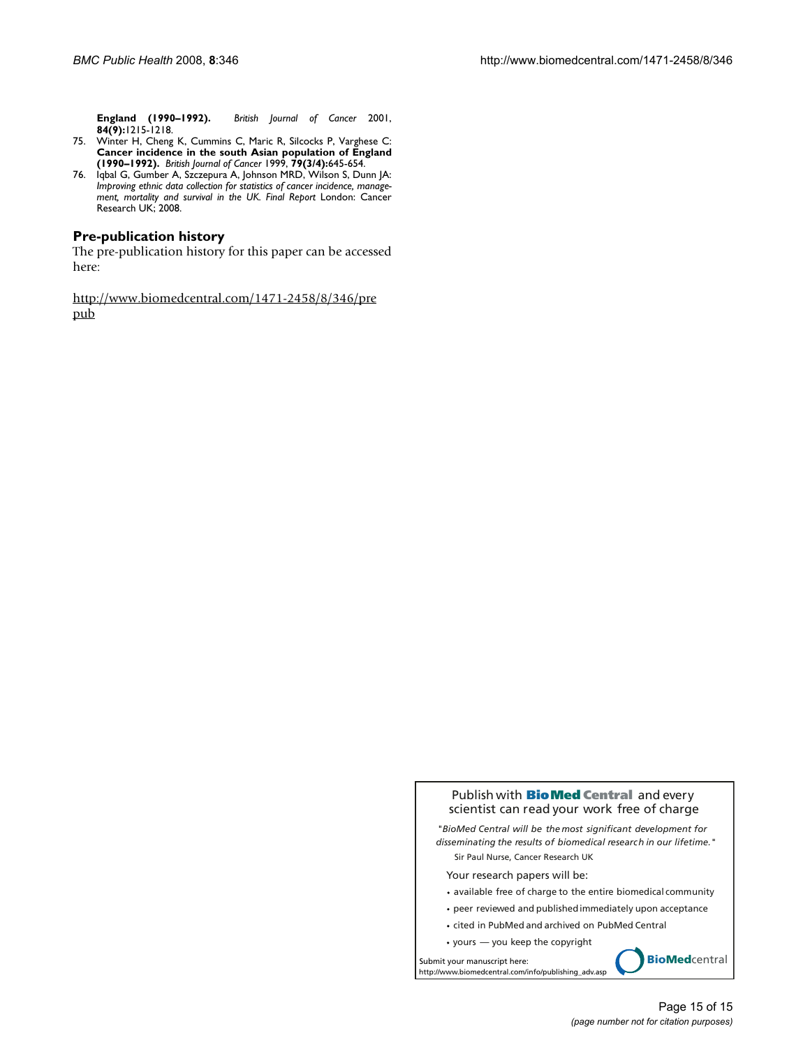**England (1990–1992).** *British Journal of Cancer* 2001, **84(9):**1215-1218.

75. Winter H, Cheng K, Cummins C, Maric R, Silcocks P, Varghese C: **Cancer incidence in the south Asian population of England (1990–1992).** *British Journal of Cancer* 1999, **79(3/4):**645-654.
76. Iqbal G, Gumber A, Szczepura A, Johnson MRD, Wilson S, Dunn JA: *Improving ethnic data collection for statistics of cancer incidence, management, mortality and survival in the UK. Final Report* London: Cancer Research UK; 2008.

## Pre-publication history

The pre-publication history for this paper can be accessed here:

http://www.biomedcentral.com/1471-2458/8/346/prepub

Publish with **BioMed Central** and every scientist can read your work free of charge

*"BioMed Central will be the most significant development for disseminating the results of biomedical research in our lifetime."*
Sir Paul Nurse, Cancer Research UK

Your research papers will be:

- available free of charge to the entire biomedical community
- peer reviewed and published immediately upon acceptance
- cited in PubMed and archived on PubMed Central
- yours — you keep the copyright

Submit your manuscript here:
http://www.biomedcentral.com/info/publishing_adv.asp

**BioMed**central